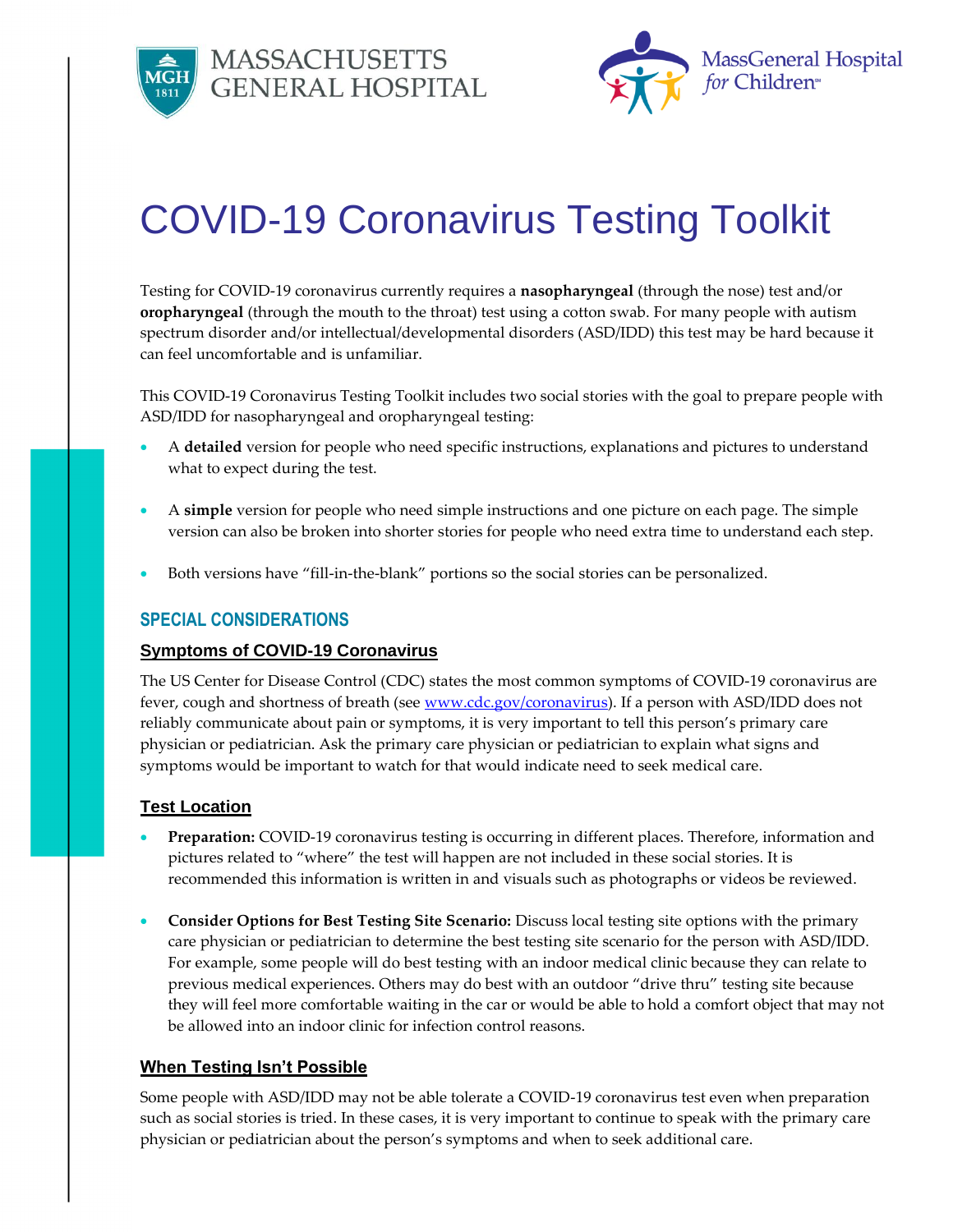# COVID-19 Coronavirus Testing Toolkit

Testing for COVID-19 coronavirus currently requires a **nasopharyngeal** (through the nose) test and/or **oropharyngeal** (through the mouth to the throat) test using a cotton swab. For many people with autism spectrum disorder and/or intellectual/developmental disorders (ASD/IDD) this test may be hard because it can feel uncomfortable and is unfamiliar.

This COVID-19 Coronavirus Testing Toolkit includes two social stories with the goal to prepare people with ASD/IDD for nasopharyngeal and oropharyngeal testing:

- A **detailed** version for people who need specific instructions, explanations and pictures to understand what to expect during the test.
- A **simple** version for people who need simple instructions and one picture on each page. The simple version can also be broken into shorter stories for people who need extra time to understand each step.
- Both versions have "fill-in-the-blank" portions so the social stories can be personalized.

## SPECIAL CONSIDERATIONS

### Symptoms of COVID-19 Coronavirus

The US Center for Disease Control (CDC) states the most common symptoms of COVID-19 coronavirus are fever, cough and shortness of breath (see [www.cdc.gov/coronavirus](www.cdc.gov/coronavirus)). If a person with ASD/IDD does not reliably communicate about pain or symptoms, it is very important to tell this person's primary care physician or pediatrician. Ask the primary care physician or pediatrician to explain what signs and symptoms would be important to watch for that would indicate need to seek medical care.

### Test Location

- **Preparation:** COVID-19 coronavirus testing is occurring in different places. Therefore, information and pictures related to "where" the test will happen are not included in these social stories. It is recommended this information is written in and visuals such as photographs or videos be reviewed.
- **Consider Options for Best Testing Site Scenario:** Discuss local testing site options with the primary care physician or pediatrician to determine the best testing site scenario for the person with ASD/IDD. For example, some people will do best testing with an indoor medical clinic because they can relate to previous medical experiences. Others may do best with an outdoor "drive thru" testing site because they will feel more comfortable waiting in the car or would be able to hold a comfort object that may not be allowed into an indoor clinic for infection control reasons.

### When Testing Isn't Possible

Some people with ASD/IDD may not be able tolerate a COVID-19 coronavirus test even when preparation such as social stories is tried. In these cases, it is very important to continue to speak with the primary care physician or pediatrician about the person's symptoms and when to seek additional care.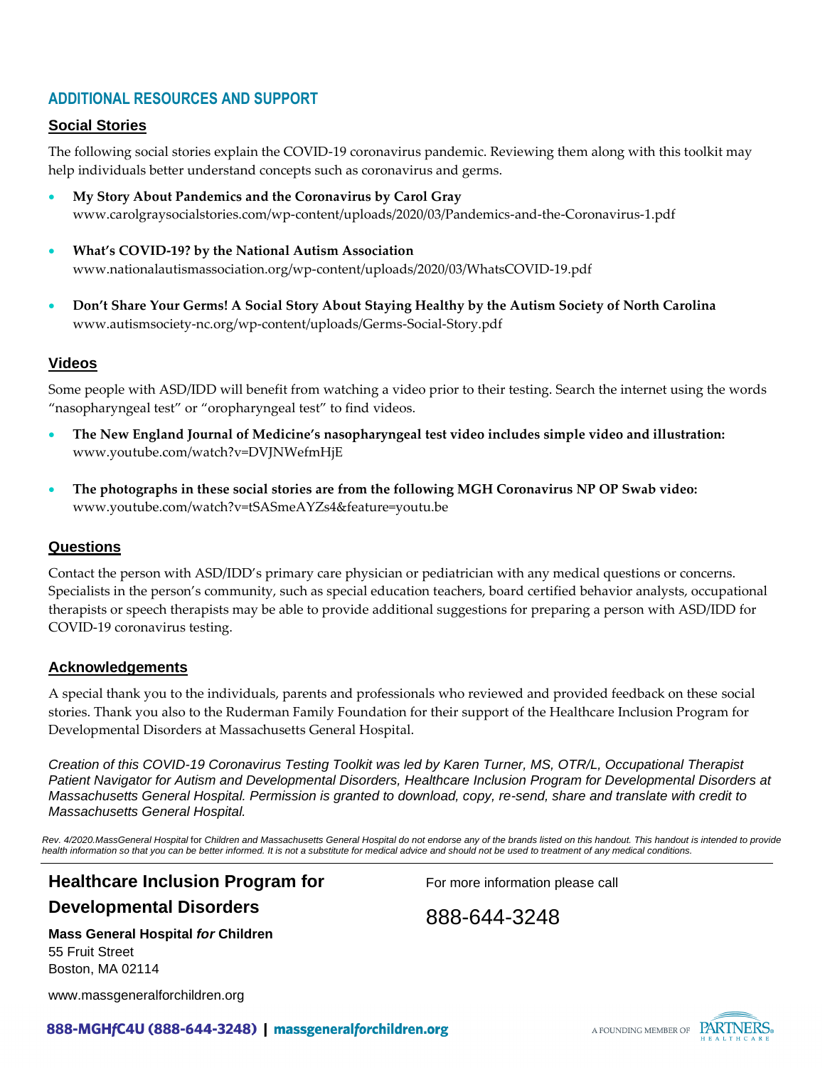## ADDITIONAL RESOURCES AND SUPPORT

### Social Stories

The following social stories explain the COVID-19 coronavirus pandemic. Reviewing them along with this toolkit may help individuals better understand concepts such as coronavirus and germs.

- **My Story About Pandemics and the Coronavirus by Carol Gray**
  www.carolgraysocialstories.com/wp-content/uploads/2020/03/Pandemics-and-the-Coronavirus-1.pdf

- **What's COVID-19? by the National Autism Association**
  www.nationalautismassociation.org/wp-content/uploads/2020/03/WhatsCOVID-19.pdf

- **Don't Share Your Germs! A Social Story About Staying Healthy by the Autism Society of North Carolina**
  www.autismsociety-nc.org/wp-content/uploads/Germs-Social-Story.pdf

### Videos

Some people with ASD/IDD will benefit from watching a video prior to their testing. Search the internet using the words "nasopharyngeal test" or "oropharyngeal test" to find videos.

- **The New England Journal of Medicine's nasopharyngeal test video includes simple video and illustration:**
  www.youtube.com/watch?v=DVJNWefmHjE

- **The photographs in these social stories are from the following MGH Coronavirus NP OP Swab video:**
  www.youtube.com/watch?v=tSASmeAYZs4&feature=youtu.be

### Questions

Contact the person with ASD/IDD's primary care physician or pediatrician with any medical questions or concerns. Specialists in the person's community, such as special education teachers, board certified behavior analysts, occupational therapists or speech therapists may be able to provide additional suggestions for preparing a person with ASD/IDD for COVID-19 coronavirus testing.

### Acknowledgements

A special thank you to the individuals, parents and professionals who reviewed and provided feedback on these social stories. Thank you also to the Ruderman Family Foundation for their support of the Healthcare Inclusion Program for Developmental Disorders at Massachusetts General Hospital.

*Creation of this COVID-19 Coronavirus Testing Toolkit was led by Karen Turner, MS, OTR/L, Occupational Therapist Patient Navigator for Autism and Developmental Disorders, Healthcare Inclusion Program for Developmental Disorders at Massachusetts General Hospital. Permission is granted to download, copy, re-send, share and translate with credit to Massachusetts General Hospital.*

*Rev. 4/2020.MassGeneral Hospital* for *Children and Massachusetts General Hospital do not endorse any of the brands listed on this handout. This handout is intended to provide health information so that you can be better informed. It is not a substitute for medical advice and should not be used to treatment of any medical conditions.*

---

**Healthcare Inclusion Program for Developmental Disorders**

**Mass General Hospital *for* Children**
55 Fruit Street
Boston, MA 02114

www.massgeneralforchildren.org

For more information please call

888-644-3248

**888-MGH*f*C4U (888-644-3248) | massgeneral*for*children.org**

A FOUNDING MEMBER OF PARTNERS HEALTHCARE